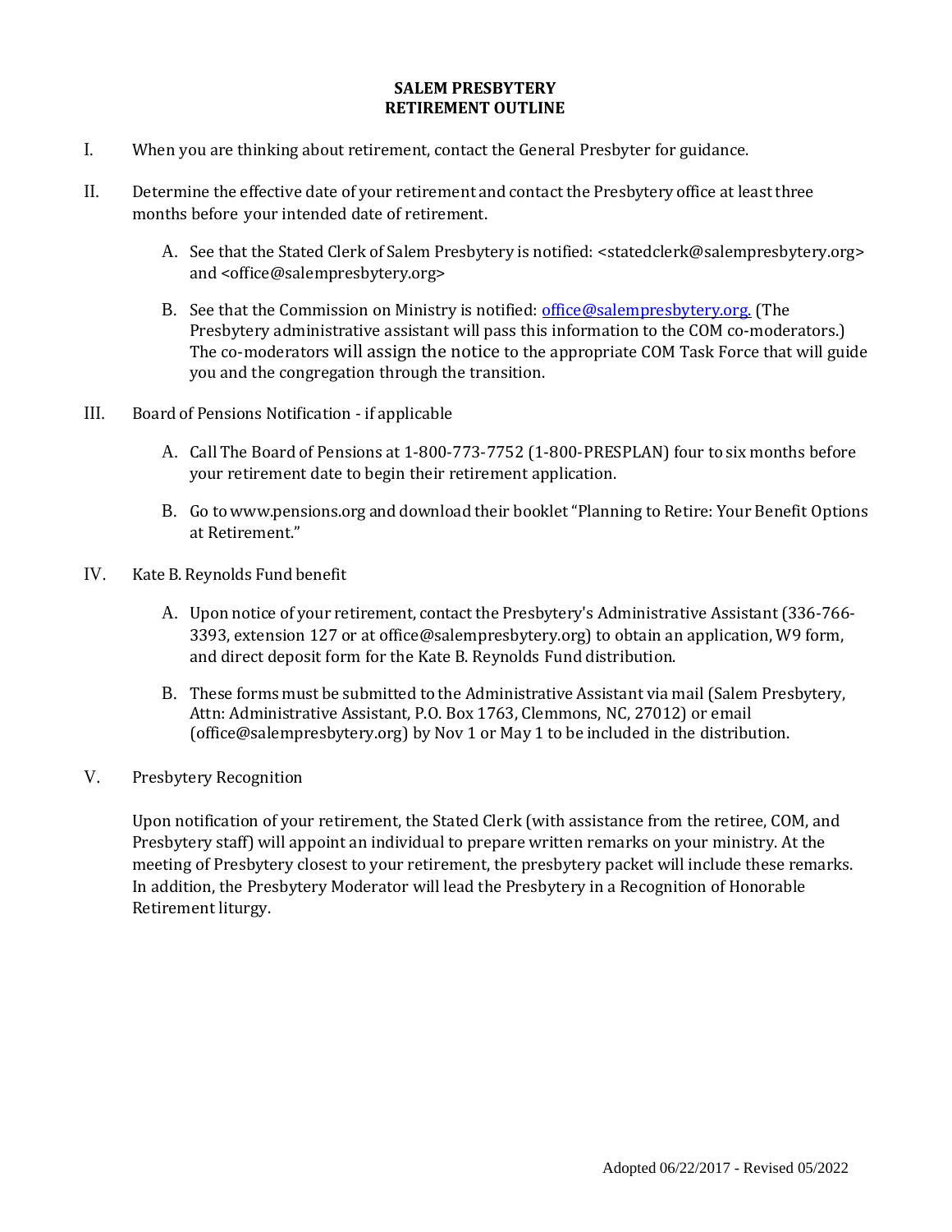# SALEM PRESBYTERY
# RETIREMENT OUTLINE

I. When you are thinking about retirement, contact the General Presbyter for guidance.

II. Determine the effective date of your retirement and contact the Presbytery office at least three months before your intended date of retirement.

   A. See that the Stated Clerk of Salem Presbytery is notified: <statedclerk@salempresbytery.org> and <office@salempresbytery.org>

   B. See that the Commission on Ministry is notified: office@salempresbytery.org. (The Presbytery administrative assistant will pass this information to the COM co-moderators.) The co-moderators will assign the notice to the appropriate COM Task Force that will guide you and the congregation through the transition.

III. Board of Pensions Notification - if applicable

   A. Call The Board of Pensions at 1-800-773-7752 (1-800-PRESPLAN) four to six months before your retirement date to begin their retirement application.

   B. Go to www.pensions.org and download their booklet "Planning to Retire: Your Benefit Options at Retirement."

IV. Kate B. Reynolds Fund benefit

   A. Upon notice of your retirement, contact the Presbytery's Administrative Assistant (336-766-3393, extension 127 or at office@salempresbytery.org) to obtain an application, W9 form, and direct deposit form for the Kate B. Reynolds Fund distribution.

   B. These forms must be submitted to the Administrative Assistant via mail (Salem Presbytery, Attn: Administrative Assistant, P.O. Box 1763, Clemmons, NC, 27012) or email (office@salempresbytery.org) by Nov 1 or May 1 to be included in the distribution.

V. Presbytery Recognition

Upon notification of your retirement, the Stated Clerk (with assistance from the retiree, COM, and Presbytery staff) will appoint an individual to prepare written remarks on your ministry. At the meeting of Presbytery closest to your retirement, the presbytery packet will include these remarks. In addition, the Presbytery Moderator will lead the Presbytery in a Recognition of Honorable Retirement liturgy.

Adopted 06/22/2017 - Revised 05/2022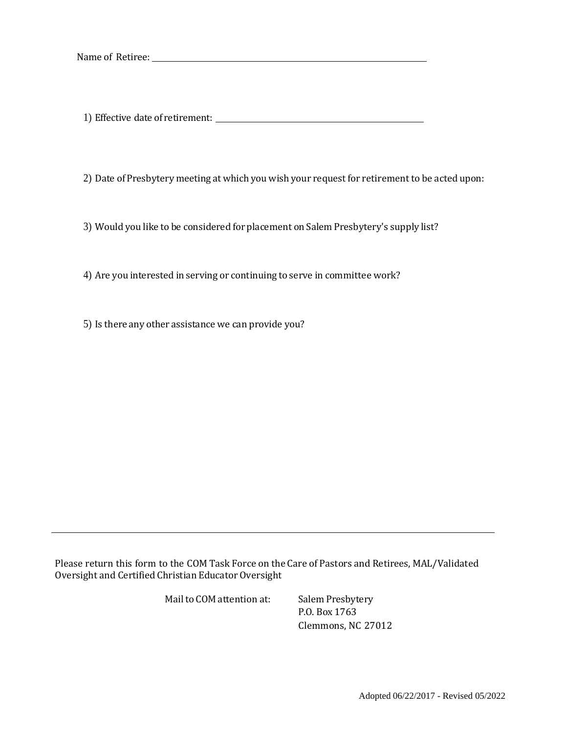Name of Retiree: ______________________________________________

1) Effective date of retirement: ________________________________

2) Date of Presbytery meeting at which you wish your request for retirement to be acted upon:

3) Would you like to be considered for placement on Salem Presbytery's supply list?

4) Are you interested in serving or continuing to serve in committee work?

5) Is there any other assistance we can provide you?

---

Please return this form to the COM Task Force on the Care of Pastors and Retirees, MAL/Validated Oversight and Certified Christian Educator Oversight

Mail to COM attention at:

Salem Presbytery
P.O. Box 1763
Clemmons, NC 27012

Adopted 06/22/2017 - Revised 05/2022